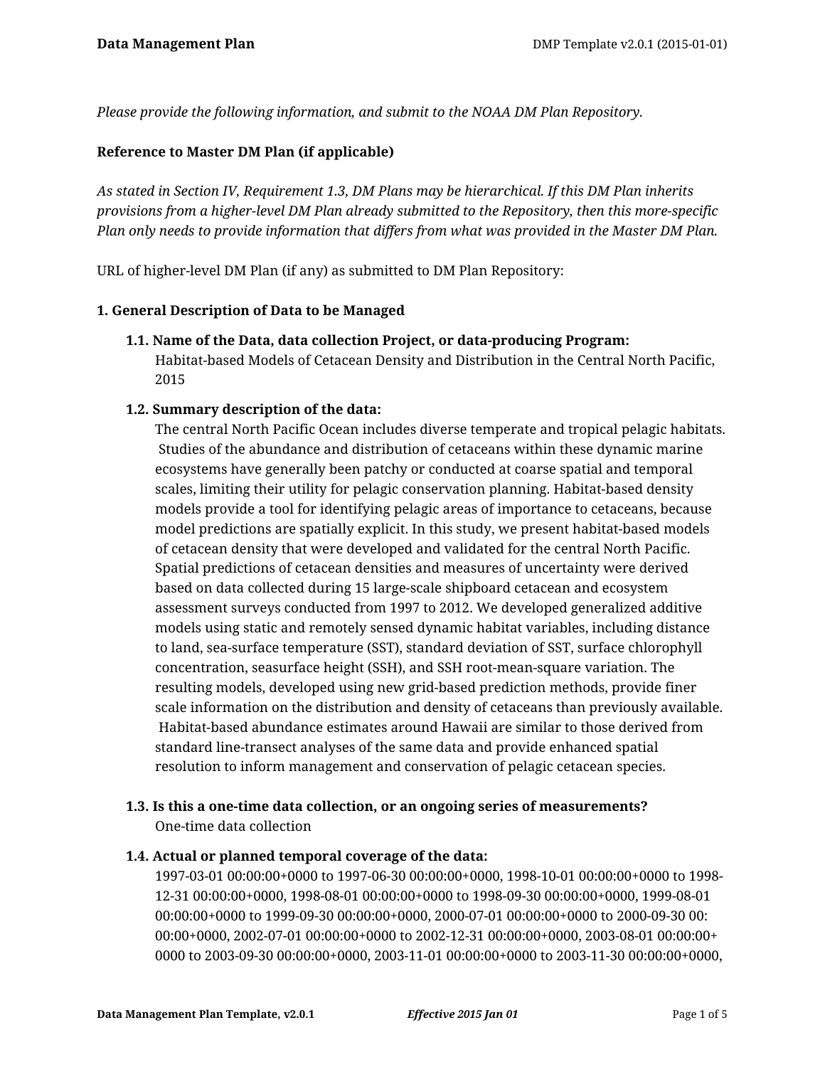*Please provide the following information, and submit to the NOAA DM Plan Repository.*

**Reference to Master DM Plan (if applicable)**

*As stated in Section IV, Requirement 1.3, DM Plans may be hierarchical. If this DM Plan inherits provisions from a higher-level DM Plan already submitted to the Repository, then this more-specific Plan only needs to provide information that differs from what was provided in the Master DM Plan.*

URL of higher-level DM Plan (if any) as submitted to DM Plan Repository:

**1. General Description of Data to be Managed**

**1.1. Name of the Data, data collection Project, or data-producing Program:**
Habitat-based Models of Cetacean Density and Distribution in the Central North Pacific, 2015

**1.2. Summary description of the data:**
The central North Pacific Ocean includes diverse temperate and tropical pelagic habitats. Studies of the abundance and distribution of cetaceans within these dynamic marine ecosystems have generally been patchy or conducted at coarse spatial and temporal scales, limiting their utility for pelagic conservation planning. Habitat-based density models provide a tool for identifying pelagic areas of importance to cetaceans, because model predictions are spatially explicit. In this study, we present habitat-based models of cetacean density that were developed and validated for the central North Pacific. Spatial predictions of cetacean densities and measures of uncertainty were derived based on data collected during 15 large-scale shipboard cetacean and ecosystem assessment surveys conducted from 1997 to 2012. We developed generalized additive models using static and remotely sensed dynamic habitat variables, including distance to land, sea-surface temperature (SST), standard deviation of SST, surface chlorophyll concentration, seasurface height (SSH), and SSH root-mean-square variation. The resulting models, developed using new grid-based prediction methods, provide finer scale information on the distribution and density of cetaceans than previously available. Habitat-based abundance estimates around Hawaii are similar to those derived from standard line-transect analyses of the same data and provide enhanced spatial resolution to inform management and conservation of pelagic cetacean species.

**1.3. Is this a one-time data collection, or an ongoing series of measurements?**
One-time data collection

**1.4. Actual or planned temporal coverage of the data:**
1997-03-01 00:00:00+0000 to 1997-06-30 00:00:00+0000, 1998-10-01 00:00:00+0000 to 1998-12-31 00:00:00+0000, 1998-08-01 00:00:00+0000 to 1998-09-30 00:00:00+0000, 1999-08-01 00:00:00+0000 to 1999-09-30 00:00:00+0000, 2000-07-01 00:00:00+0000 to 2000-09-30 00:00:00+0000, 2002-07-01 00:00:00+0000 to 2002-12-31 00:00:00+0000, 2003-08-01 00:00:00+0000 to 2003-09-30 00:00:00+0000, 2003-11-01 00:00:00+0000 to 2003-11-30 00:00:00+0000,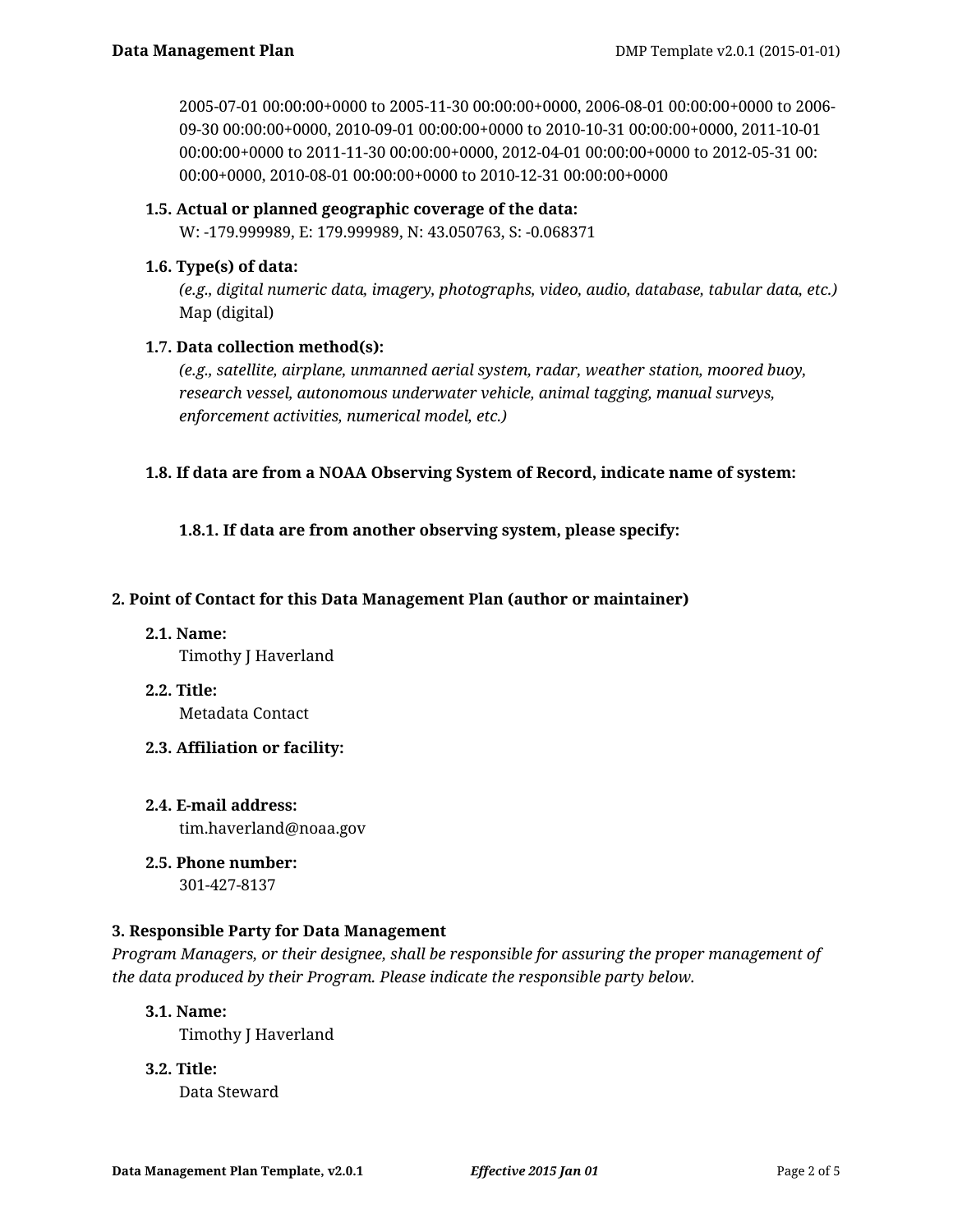2005-07-01 00:00:00+0000 to 2005-11-30 00:00:00+0000, 2006-08-01 00:00:00+0000 to 2006-09-30 00:00:00+0000, 2010-09-01 00:00:00+0000 to 2010-10-31 00:00:00+0000, 2011-10-01 00:00:00+0000 to 2011-11-30 00:00:00+0000, 2012-04-01 00:00:00+0000 to 2012-05-31 00:00:00+0000, 2010-08-01 00:00:00+0000 to 2010-12-31 00:00:00+0000

**1.5. Actual or planned geographic coverage of the data:**

W: -179.999989, E: 179.999989, N: 43.050763, S: -0.068371

**1.6. Type(s) of data:**

*(e.g., digital numeric data, imagery, photographs, video, audio, database, tabular data, etc.)*

Map (digital)

**1.7. Data collection method(s):**

*(e.g., satellite, airplane, unmanned aerial system, radar, weather station, moored buoy, research vessel, autonomous underwater vehicle, animal tagging, manual surveys, enforcement activities, numerical model, etc.)*

**1.8. If data are from a NOAA Observing System of Record, indicate name of system:**

**1.8.1. If data are from another observing system, please specify:**

**2. Point of Contact for this Data Management Plan (author or maintainer)**

**2.1. Name:**

Timothy J Haverland

**2.2. Title:**

Metadata Contact

**2.3. Affiliation or facility:**

**2.4. E-mail address:**

tim.haverland@noaa.gov

**2.5. Phone number:**

301-427-8137

**3. Responsible Party for Data Management**

*Program Managers, or their designee, shall be responsible for assuring the proper management of the data produced by their Program. Please indicate the responsible party below.*

**3.1. Name:**

Timothy J Haverland

**3.2. Title:**

Data Steward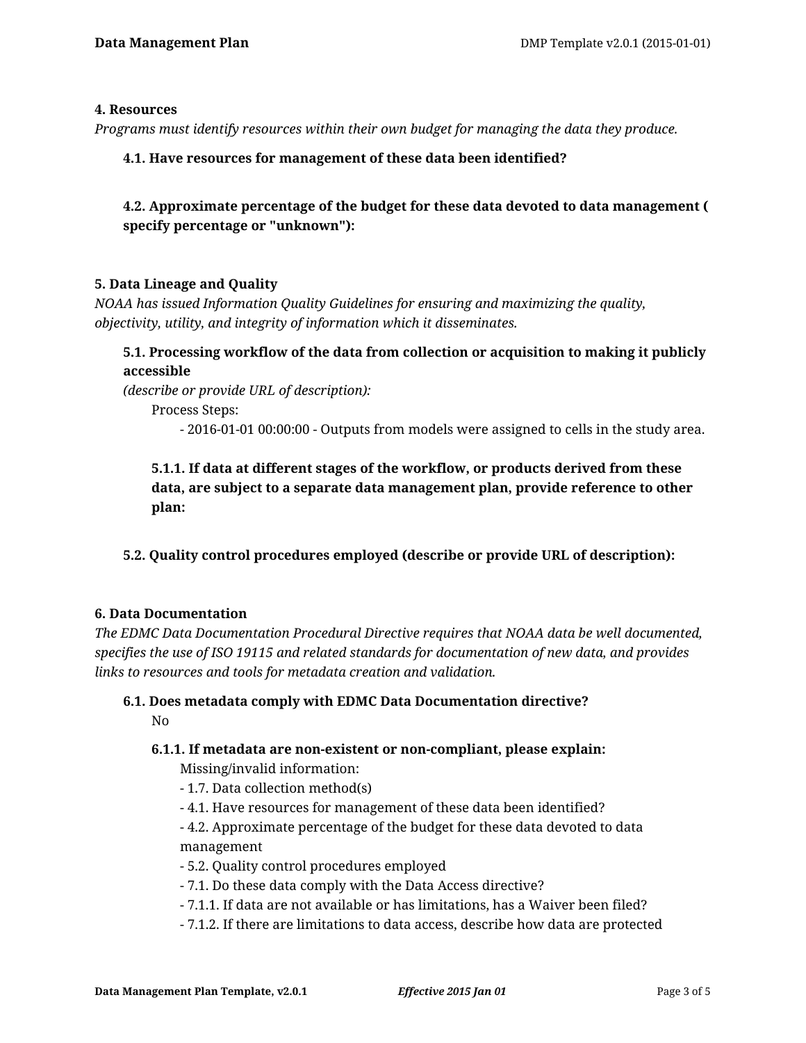## 4. Resources

*Programs must identify resources within their own budget for managing the data they produce.*

### 4.1. Have resources for management of these data been identified?

### 4.2. Approximate percentage of the budget for these data devoted to data management ( specify percentage or "unknown"):

## 5. Data Lineage and Quality

*NOAA has issued Information Quality Guidelines for ensuring and maximizing the quality, objectivity, utility, and integrity of information which it disseminates.*

### 5.1. Processing workflow of the data from collection or acquisition to making it publicly accessible

*(describe or provide URL of description):*

Process Steps:

- 2016-01-01 00:00:00 - Outputs from models were assigned to cells in the study area.

#### 5.1.1. If data at different stages of the workflow, or products derived from these data, are subject to a separate data management plan, provide reference to other plan:

### 5.2. Quality control procedures employed (describe or provide URL of description):

## 6. Data Documentation

*The EDMC Data Documentation Procedural Directive requires that NOAA data be well documented, specifies the use of ISO 19115 and related standards for documentation of new data, and provides links to resources and tools for metadata creation and validation.*

### 6.1. Does metadata comply with EDMC Data Documentation directive?

No

#### 6.1.1. If metadata are non-existent or non-compliant, please explain:

Missing/invalid information:

- 1.7. Data collection method(s)
- 4.1. Have resources for management of these data been identified?
- 4.2. Approximate percentage of the budget for these data devoted to data management
- 5.2. Quality control procedures employed
- 7.1. Do these data comply with the Data Access directive?
- 7.1.1. If data are not available or has limitations, has a Waiver been filed?
- 7.1.2. If there are limitations to data access, describe how data are protected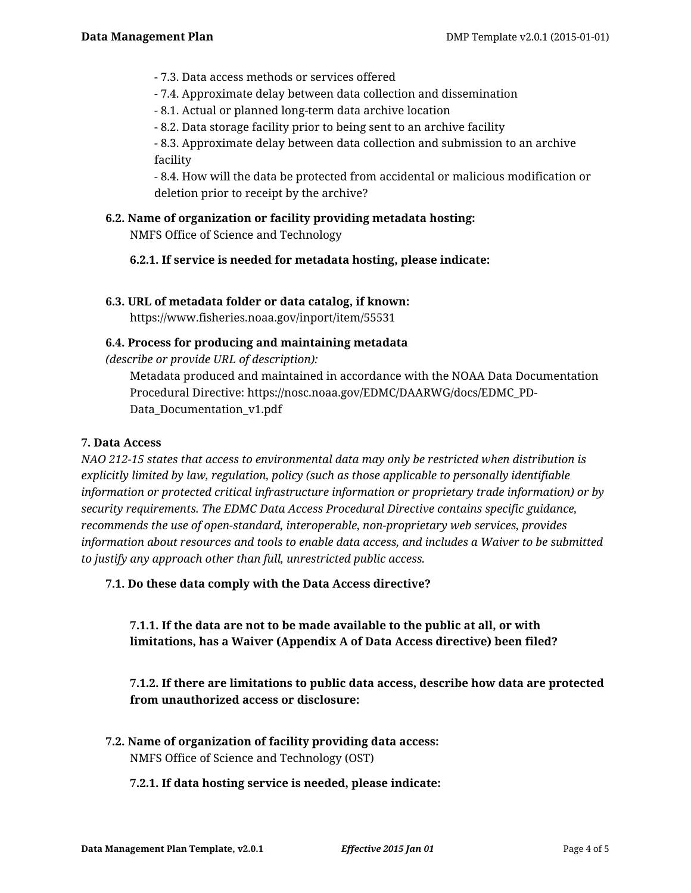- 7.3. Data access methods or services offered
- 7.4. Approximate delay between data collection and dissemination
- 8.1. Actual or planned long-term data archive location
- 8.2. Data storage facility prior to being sent to an archive facility
- 8.3. Approximate delay between data collection and submission to an archive facility
- 8.4. How will the data be protected from accidental or malicious modification or deletion prior to receipt by the archive?

**6.2. Name of organization or facility providing metadata hosting:**

NMFS Office of Science and Technology

**6.2.1. If service is needed for metadata hosting, please indicate:**

**6.3. URL of metadata folder or data catalog, if known:**

https://www.fisheries.noaa.gov/inport/item/55531

**6.4. Process for producing and maintaining metadata**
*(describe or provide URL of description):*

Metadata produced and maintained in accordance with the NOAA Data Documentation Procedural Directive: https://nosc.noaa.gov/EDMC/DAARWG/docs/EDMC_PD-Data_Documentation_v1.pdf

**7. Data Access**

*NAO 212-15 states that access to environmental data may only be restricted when distribution is explicitly limited by law, regulation, policy (such as those applicable to personally identifiable information or protected critical infrastructure information or proprietary trade information) or by security requirements. The EDMC Data Access Procedural Directive contains specific guidance, recommends the use of open-standard, interoperable, non-proprietary web services, provides information about resources and tools to enable data access, and includes a Waiver to be submitted to justify any approach other than full, unrestricted public access.*

**7.1. Do these data comply with the Data Access directive?**

**7.1.1. If the data are not to be made available to the public at all, or with limitations, has a Waiver (Appendix A of Data Access directive) been filed?**

**7.1.2. If there are limitations to public data access, describe how data are protected from unauthorized access or disclosure:**

**7.2. Name of organization of facility providing data access:**

NMFS Office of Science and Technology (OST)

**7.2.1. If data hosting service is needed, please indicate:**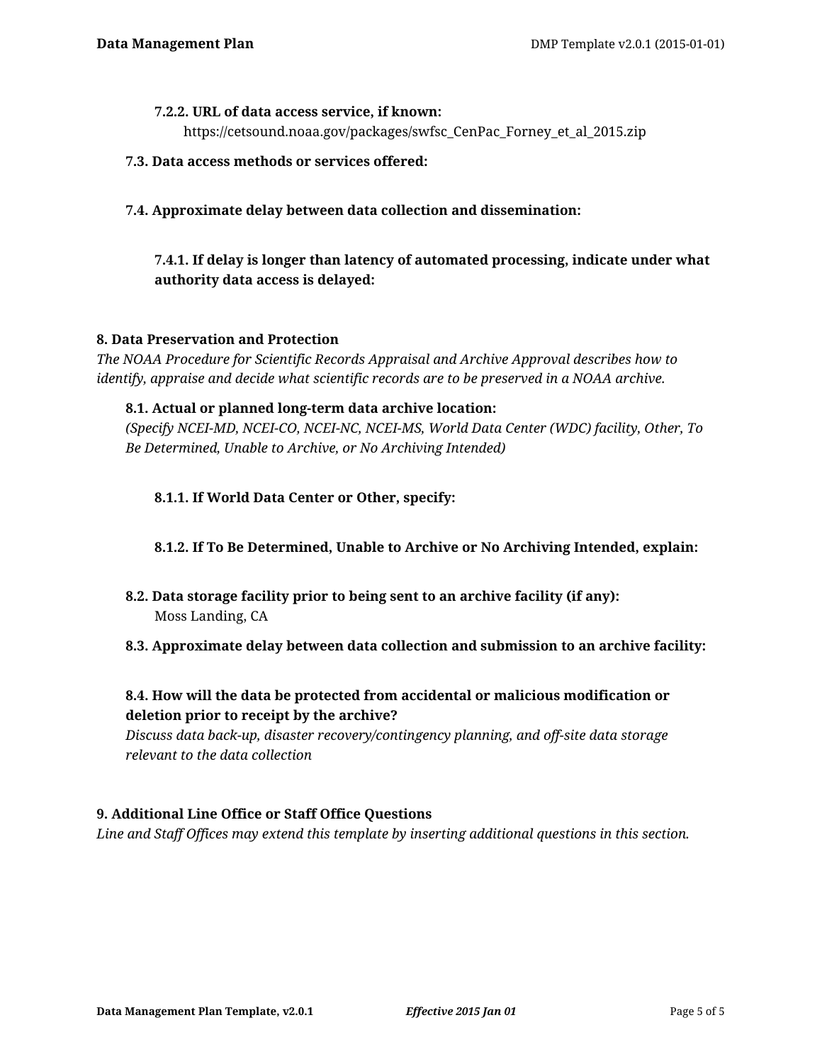#### 7.2.2. URL of data access service, if known:

https://cetsound.noaa.gov/packages/swfsc_CenPac_Forney_et_al_2015.zip

### 7.3. Data access methods or services offered:

### 7.4. Approximate delay between data collection and dissemination:

#### 7.4.1. If delay is longer than latency of automated processing, indicate under what authority data access is delayed:

## 8. Data Preservation and Protection

*The NOAA Procedure for Scientific Records Appraisal and Archive Approval describes how to identify, appraise and decide what scientific records are to be preserved in a NOAA archive.*

### 8.1. Actual or planned long-term data archive location:

*(Specify NCEI-MD, NCEI-CO, NCEI-NC, NCEI-MS, World Data Center (WDC) facility, Other, To Be Determined, Unable to Archive, or No Archiving Intended)*

#### 8.1.1. If World Data Center or Other, specify:

#### 8.1.2. If To Be Determined, Unable to Archive or No Archiving Intended, explain:

### 8.2. Data storage facility prior to being sent to an archive facility (if any):

Moss Landing, CA

### 8.3. Approximate delay between data collection and submission to an archive facility:

### 8.4. How will the data be protected from accidental or malicious modification or deletion prior to receipt by the archive?

*Discuss data back-up, disaster recovery/contingency planning, and off-site data storage relevant to the data collection*

## 9. Additional Line Office or Staff Office Questions

*Line and Staff Offices may extend this template by inserting additional questions in this section.*